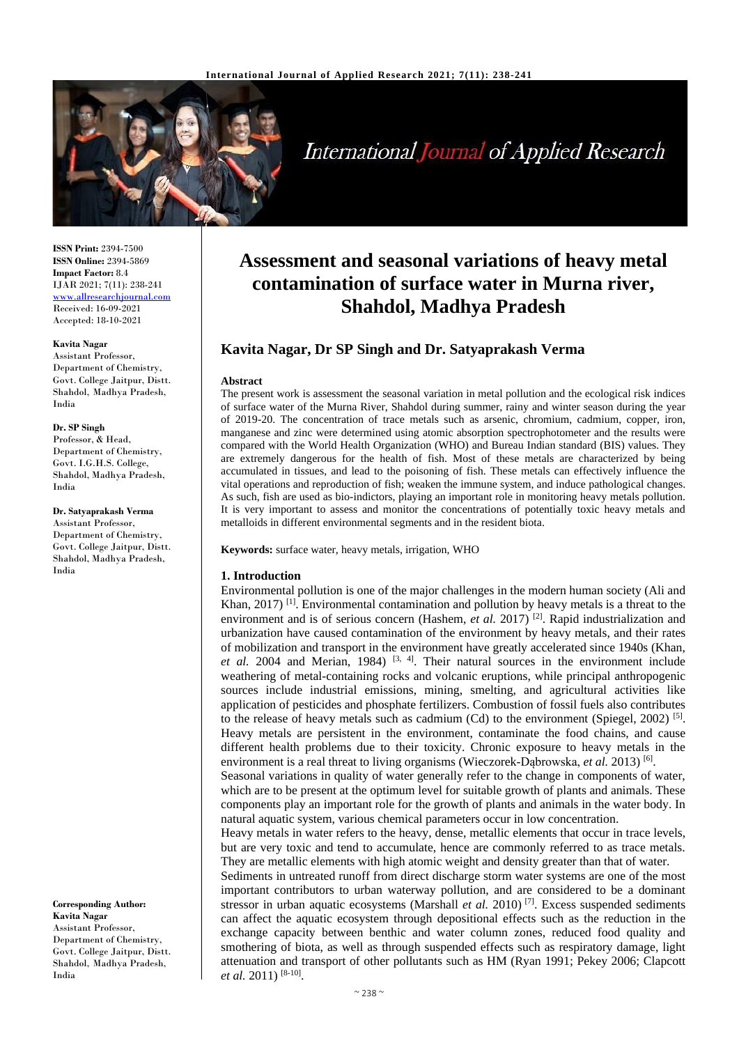**ISSN Print:** 2394-7500
**ISSN Online:** 2394-5869
**Impact Factor:** 8.4
IJAR 2021; 7(11): 238-241
www.allresearchjournal.com
Received: 16-09-2021
Accepted: 18-10-2021

**Kavita Nagar**
Assistant Professor, Department of Chemistry, Govt. College Jaitpur, Distt. Shahdol, Madhya Pradesh, India

**Dr. SP Singh**
Professor, & Head, Department of Chemistry, Govt. I.G.H.S. College, Shahdol, Madhya Pradesh, India

**Dr. Satyaprakash Verma**
Assistant Professor, Department of Chemistry, Govt. College Jaitpur, Distt. Shahdol, Madhya Pradesh, India

**Corresponding Author:**
**Kavita Nagar**
Assistant Professor, Department of Chemistry, Govt. College Jaitpur, Distt. Shahdol, Madhya Pradesh, India

# Assessment and seasonal variations of heavy metal contamination of surface water in Murna river, Shahdol, Madhya Pradesh

## Kavita Nagar, Dr SP Singh and Dr. Satyaprakash Verma

**Abstract**

The present work is assessment the seasonal variation in metal pollution and the ecological risk indices of surface water of the Murna River, Shahdol during summer, rainy and winter season during the year of 2019-20. The concentration of trace metals such as arsenic, chromium, cadmium, copper, iron, manganese and zinc were determined using atomic absorption spectrophotometer and the results were compared with the World Health Organization (WHO) and Bureau Indian standard (BIS) values. They are extremely dangerous for the health of fish. Most of these metals are characterized by being accumulated in tissues, and lead to the poisoning of fish. These metals can effectively influence the vital operations and reproduction of fish; weaken the immune system, and induce pathological changes. As such, fish are used as bio-indictors, playing an important role in monitoring heavy metals pollution. It is very important to assess and monitor the concentrations of potentially toxic heavy metals and metalloids in different environmental segments and in the resident biota.

**Keywords:** surface water, heavy metals, irrigation, WHO

### 1. Introduction

Environmental pollution is one of the major challenges in the modern human society (Ali and Khan, 2017) [1]. Environmental contamination and pollution by heavy metals is a threat to the environment and is of serious concern (Hashem, *et al.* 2017) [2]. Rapid industrialization and urbanization have caused contamination of the environment by heavy metals, and their rates of mobilization and transport in the environment have greatly accelerated since 1940s (Khan, *et al.* 2004 and Merian, 1984) [3, 4]. Their natural sources in the environment include weathering of metal-containing rocks and volcanic eruptions, while principal anthropogenic sources include industrial emissions, mining, smelting, and agricultural activities like application of pesticides and phosphate fertilizers. Combustion of fossil fuels also contributes to the release of heavy metals such as cadmium (Cd) to the environment (Spiegel, 2002) [5]. Heavy metals are persistent in the environment, contaminate the food chains, and cause different health problems due to their toxicity. Chronic exposure to heavy metals in the environment is a real threat to living organisms (Wieczorek-Dąbrowska, *et al.* 2013) [6].

Seasonal variations in quality of water generally refer to the change in components of water, which are to be present at the optimum level for suitable growth of plants and animals. These components play an important role for the growth of plants and animals in the water body. In natural aquatic system, various chemical parameters occur in low concentration.

Heavy metals in water refers to the heavy, dense, metallic elements that occur in trace levels, but are very toxic and tend to accumulate, hence are commonly referred to as trace metals. They are metallic elements with high atomic weight and density greater than that of water.

Sediments in untreated runoff from direct discharge storm water systems are one of the most important contributors to urban waterway pollution, and are considered to be a dominant stressor in urban aquatic ecosystems (Marshall *et al.* 2010) [7]. Excess suspended sediments can affect the aquatic ecosystem through depositional effects such as the reduction in the exchange capacity between benthic and water column zones, reduced food quality and smothering of biota, as well as through suspended effects such as respiratory damage, light attenuation and transport of other pollutants such as HM (Ryan 1991; Pekey 2006; Clapcott *et al.* 2011) [8-10].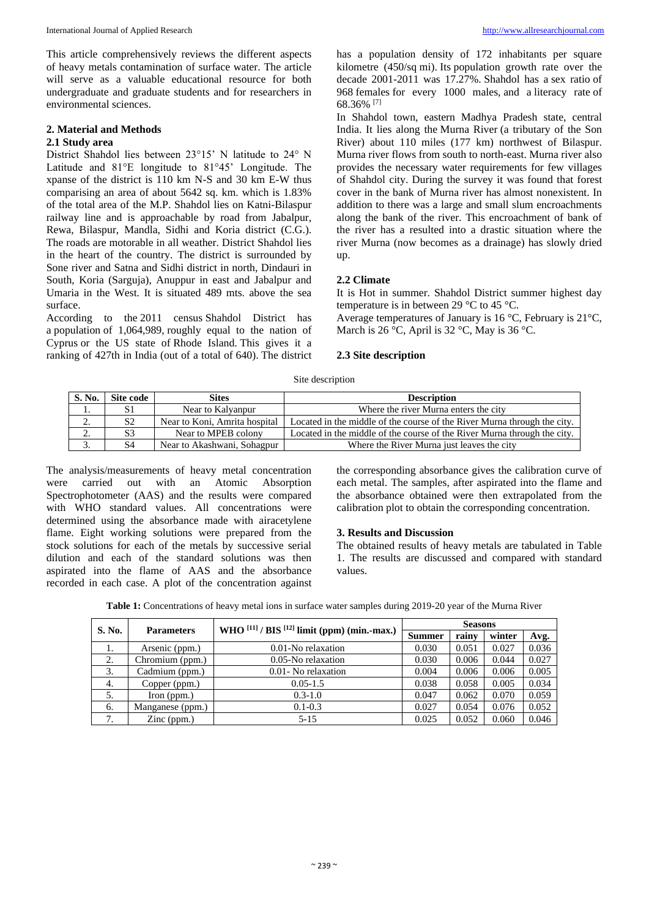This article comprehensively reviews the different aspects of heavy metals contamination of surface water. The article will serve as a valuable educational resource for both undergraduate and graduate students and for researchers in environmental sciences.

## 2. Material and Methods

### 2.1 Study area

District Shahdol lies between 23°15' N latitude to 24° N Latitude and 81°E longitude to 81°45' Longitude. The xpanse of the district is 110 km N-S and 30 km E-W thus comparising an area of about 5642 sq. km. which is 1.83% of the total area of the M.P. Shahdol lies on Katni-Bilaspur railway line and is approachable by road from Jabalpur, Rewa, Bilaspur, Mandla, Sidhi and Koria district (C.G.). The roads are motorable in all weather. District Shahdol lies in the heart of the country. The district is surrounded by Sone river and Satna and Sidhi district in north, Dindauri in South, Koria (Sarguja), Anuppur in east and Jabalpur and Umaria in the West. It is situated 489 mts. above the sea surface.

According to the 2011 census Shahdol District has a population of 1,064,989, roughly equal to the nation of Cyprus or the US state of Rhode Island. This gives it a ranking of 427th in India (out of a total of 640). The district has a population density of 172 inhabitants per square kilometre (450/sq mi). Its population growth rate over the decade 2001-2011 was 17.27%. Shahdol has a sex ratio of 968 females for every 1000 males, and a literacy rate of 68.36% [7]

In Shahdol town, eastern Madhya Pradesh state, central India. It lies along the Murna River (a tributary of the Son River) about 110 miles (177 km) northwest of Bilaspur. Murna river flows from south to north-east. Murna river also provides the necessary water requirements for few villages of Shahdol city. During the survey it was found that forest cover in the bank of Murna river has almost nonexistent. In addition to there was a large and small slum encroachments along the bank of the river. This encroachment of bank of the river has a resulted into a drastic situation where the river Murna (now becomes as a drainage) has slowly dried up.

### 2.2 Climate

It is Hot in summer. Shahdol District summer highest day temperature is in between 29 °C to 45 °C.

Average temperatures of January is 16 °C, February is 21°C, March is 26 °C, April is 32 °C, May is 36 °C.

### 2.3 Site description

Site description

| S. No. | Site code | Sites | Description |
|---|---|---|---|
| 1. | S1 | Near to Kalyanpur | Where the river Murna enters the city |
| 2. | S2 | Near to Koni, Amrita hospital | Located in the middle of the course of the River Murna through the city. |
| 2. | S3 | Near to MPEB colony | Located in the middle of the course of the River Murna through the city. |
| 3. | S4 | Near to Akashwani, Sohagpur | Where the River Murna just leaves the city |

The analysis/measurements of heavy metal concentration were carried out with an Atomic Absorption Spectrophotometer (AAS) and the results were compared with WHO standard values. All concentrations were determined using the absorbance made with airacetylene flame. Eight working solutions were prepared from the stock solutions for each of the metals by successive serial dilution and each of the standard solutions was then aspirated into the flame of AAS and the absorbance recorded in each case. A plot of the concentration against the corresponding absorbance gives the calibration curve of each metal. The samples, after aspirated into the flame and the absorbance obtained were then extrapolated from the calibration plot to obtain the corresponding concentration.

## 3. Results and Discussion

The obtained results of heavy metals are tabulated in Table 1. The results are discussed and compared with standard values.

**Table 1:** Concentrations of heavy metal ions in surface water samples during 2019-20 year of the Murna River

| S. No. | Parameters | WHO [11] / BIS [12] limit (ppm) (min.-max.) | Seasons | | | |
|---|---|---|---|---|---|---|
| | | | Summer | rainy | winter | Avg. |
| 1. | Arsenic (ppm.) | 0.01-No relaxation | 0.030 | 0.051 | 0.027 | 0.036 |
| 2. | Chromium (ppm.) | 0.05-No relaxation | 0.030 | 0.006 | 0.044 | 0.027 |
| 3. | Cadmium (ppm.) | 0.01- No relaxation | 0.004 | 0.006 | 0.006 | 0.005 |
| 4. | Copper (ppm.) | 0.05-1.5 | 0.038 | 0.058 | 0.005 | 0.034 |
| 5. | Iron (ppm.) | 0.3-1.0 | 0.047 | 0.062 | 0.070 | 0.059 |
| 6. | Manganese (ppm.) | 0.1-0.3 | 0.027 | 0.054 | 0.076 | 0.052 |
| 7. | Zinc (ppm.) | 5-15 | 0.025 | 0.052 | 0.060 | 0.046 |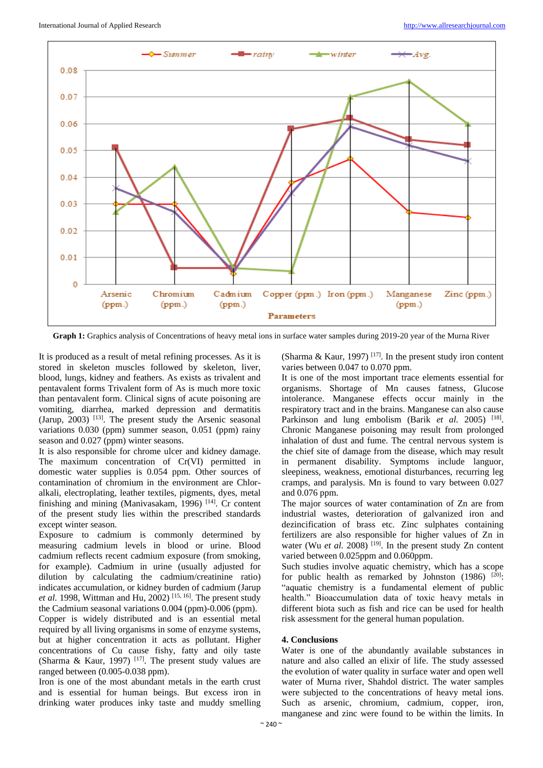**Graph 1:** Graphics analysis of Concentrations of heavy metal ions in surface water samples during 2019-20 year of the Murna River

It is produced as a result of metal refining processes. As it is stored in skeleton muscles followed by skeleton, liver, blood, lungs, kidney and feathers. As exists as trivalent and pentavalent forms Trivalent form of As is much more toxic than pentavalent form. Clinical signs of acute poisoning are vomiting, diarrhea, marked depression and dermatitis (Jarup, 2003) [13]. The present study the Arsenic seasonal variations 0.030 (ppm) summer season, 0.051 (ppm) rainy season and 0.027 (ppm) winter seasons.

It is also responsible for chrome ulcer and kidney damage. The maximum concentration of Cr(VI) permitted in domestic water supplies is 0.054 ppm. Other sources of contamination of chromium in the environment are Chlor-alkali, electroplating, leather textiles, pigments, dyes, metal finishing and mining (Manivasakam, 1996) [14]. Cr content of the present study lies within the prescribed standards except winter season.

Exposure to cadmium is commonly determined by measuring cadmium levels in blood or urine. Blood cadmium reflects recent cadmium exposure (from smoking, for example). Cadmium in urine (usually adjusted for dilution by calculating the cadmium/creatinine ratio) indicates accumulation, or kidney burden of cadmium (Jarup *et al.* 1998, Wittman and Hu, 2002) [15, 16]. The present study the Cadmium seasonal variations 0.004 (ppm)-0.006 (ppm).

Copper is widely distributed and is an essential metal required by all living organisms in some of enzyme systems, but at higher concentration it acts as pollutant. Higher concentrations of Cu cause fishy, fatty and oily taste (Sharma & Kaur, 1997) [17]. The present study values are ranged between (0.005-0.038 ppm).

Iron is one of the most abundant metals in the earth crust and is essential for human beings. But excess iron in drinking water produces inky taste and muddy smelling (Sharma & Kaur, 1997) [17]. In the present study iron content varies between 0.047 to 0.070 ppm.

It is one of the most important trace elements essential for organisms. Shortage of Mn causes fatness, Glucose intolerance. Manganese effects occur mainly in the respiratory tract and in the brains. Manganese can also cause Parkinson and lung embolism (Barik *et al.* 2005) [18]. Chronic Manganese poisoning may result from prolonged inhalation of dust and fume. The central nervous system is the chief site of damage from the disease, which may result in permanent disability. Symptoms include languor, sleepiness, weakness, emotional disturbances, recurring leg cramps, and paralysis. Mn is found to vary between 0.027 and 0.076 ppm.

The major sources of water contamination of Zn are from industrial wastes, deterioration of galvanized iron and dezincification of brass etc. Zinc sulphates containing fertilizers are also responsible for higher values of Zn in water (Wu *et al.* 2008) [19]. In the present study Zn content varied between 0.025ppm and 0.060ppm.

Such studies involve aquatic chemistry, which has a scope for public health as remarked by Johnston (1986) [20]: "aquatic chemistry is a fundamental element of public health." Bioaccumulation data of toxic heavy metals in different biota such as fish and rice can be used for health risk assessment for the general human population.

## 4. Conclusions

Water is one of the abundantly available substances in nature and also called an elixir of life. The study assessed the evolution of water quality in surface water and open well water of Murna river, Shahdol district. The water samples were subjected to the concentrations of heavy metal ions. Such as arsenic, chromium, cadmium, copper, iron, manganese and zinc were found to be within the limits. In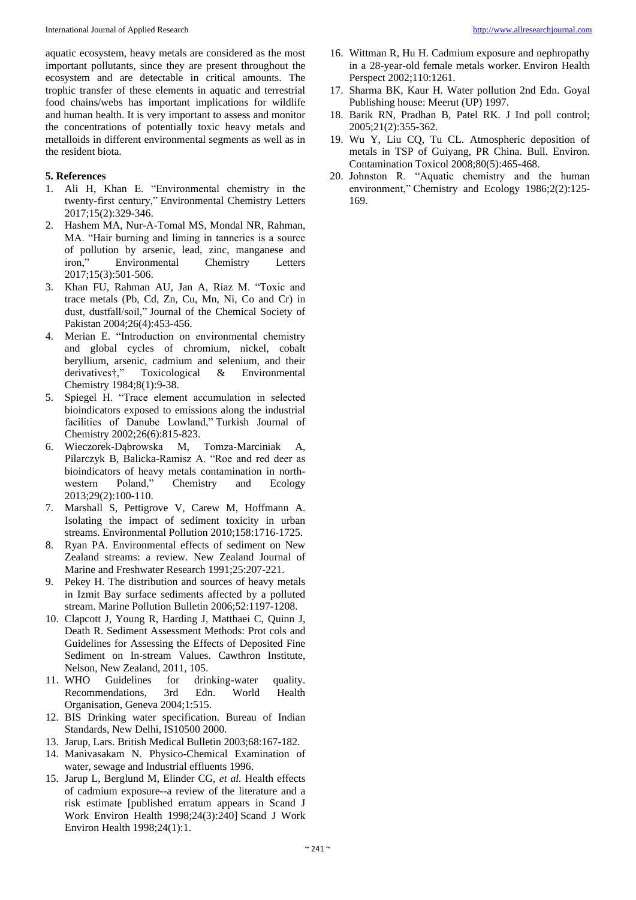aquatic ecosystem, heavy metals are considered as the most important pollutants, since they are present throughout the ecosystem and are detectable in critical amounts. The trophic transfer of these elements in aquatic and terrestrial food chains/webs has important implications for wildlife and human health. It is very important to assess and monitor the concentrations of potentially toxic heavy metals and metalloids in different environmental segments as well as in the resident biota.

## 5. References

1. Ali H, Khan E. "Environmental chemistry in the twenty-first century," Environmental Chemistry Letters 2017;15(2):329-346.
2. Hashem MA, Nur-A-Tomal MS, Mondal NR, Rahman, MA. "Hair burning and liming in tanneries is a source of pollution by arsenic, lead, zinc, manganese and iron," Environmental Chemistry Letters 2017;15(3):501-506.
3. Khan FU, Rahman AU, Jan A, Riaz M. "Toxic and trace metals (Pb, Cd, Zn, Cu, Mn, Ni, Co and Cr) in dust, dustfall/soil," Journal of the Chemical Society of Pakistan 2004;26(4):453-456.
4. Merian E. "Introduction on environmental chemistry and global cycles of chromium, nickel, cobalt beryllium, arsenic, cadmium and selenium, and their derivatives†," Toxicological & Environmental Chemistry 1984;8(1):9-38.
5. Spiegel H. "Trace element accumulation in selected bioindicators exposed to emissions along the industrial facilities of Danube Lowland," Turkish Journal of Chemistry 2002;26(6):815-823.
6. Wieczorek-Dąbrowska M, Tomza-Marciniak A, Pilarczyk B, Balicka-Ramisz A. "Roe and red deer as bioindicators of heavy metals contamination in north-western Poland," Chemistry and Ecology 2013;29(2):100-110.
7. Marshall S, Pettigrove V, Carew M, Hoffmann A. Isolating the impact of sediment toxicity in urban streams. Environmental Pollution 2010;158:1716-1725.
8. Ryan PA. Environmental effects of sediment on New Zealand streams: a review. New Zealand Journal of Marine and Freshwater Research 1991;25:207-221.
9. Pekey H. The distribution and sources of heavy metals in Izmit Bay surface sediments affected by a polluted stream. Marine Pollution Bulletin 2006;52:1197-1208.
10. Clapcott J, Young R, Harding J, Matthaei C, Quinn J, Death R. Sediment Assessment Methods: Prot cols and Guidelines for Assessing the Effects of Deposited Fine Sediment on In-stream Values. Cawthron Institute, Nelson, New Zealand, 2011, 105.
11. WHO Guidelines for drinking-water quality. Recommendations, 3rd Edn. World Health Organisation, Geneva 2004;1:515.
12. BIS Drinking water specification. Bureau of Indian Standards, New Delhi, IS10500 2000.
13. Jarup, Lars. British Medical Bulletin 2003;68:167-182.
14. Manivasakam N. Physico-Chemical Examination of water, sewage and Industrial effluents 1996.
15. Jarup L, Berglund M, Elinder CG, *et al.* Health effects of cadmium exposure--a review of the literature and a risk estimate [published erratum appears in Scand J Work Environ Health 1998;24(3):240] Scand J Work Environ Health 1998;24(1):1.
16. Wittman R, Hu H. Cadmium exposure and nephropathy in a 28-year-old female metals worker. Environ Health Perspect 2002;110:1261.
17. Sharma BK, Kaur H. Water pollution 2nd Edn. Goyal Publishing house: Meerut (UP) 1997.
18. Barik RN, Pradhan B, Patel RK. J Ind poll control; 2005;21(2):355-362.
19. Wu Y, Liu CQ, Tu CL. Atmospheric deposition of metals in TSP of Guiyang, PR China. Bull. Environ. Contamination Toxicol 2008;80(5):465-468.
20. Johnston R. "Aquatic chemistry and the human environment," Chemistry and Ecology 1986;2(2):125-169.